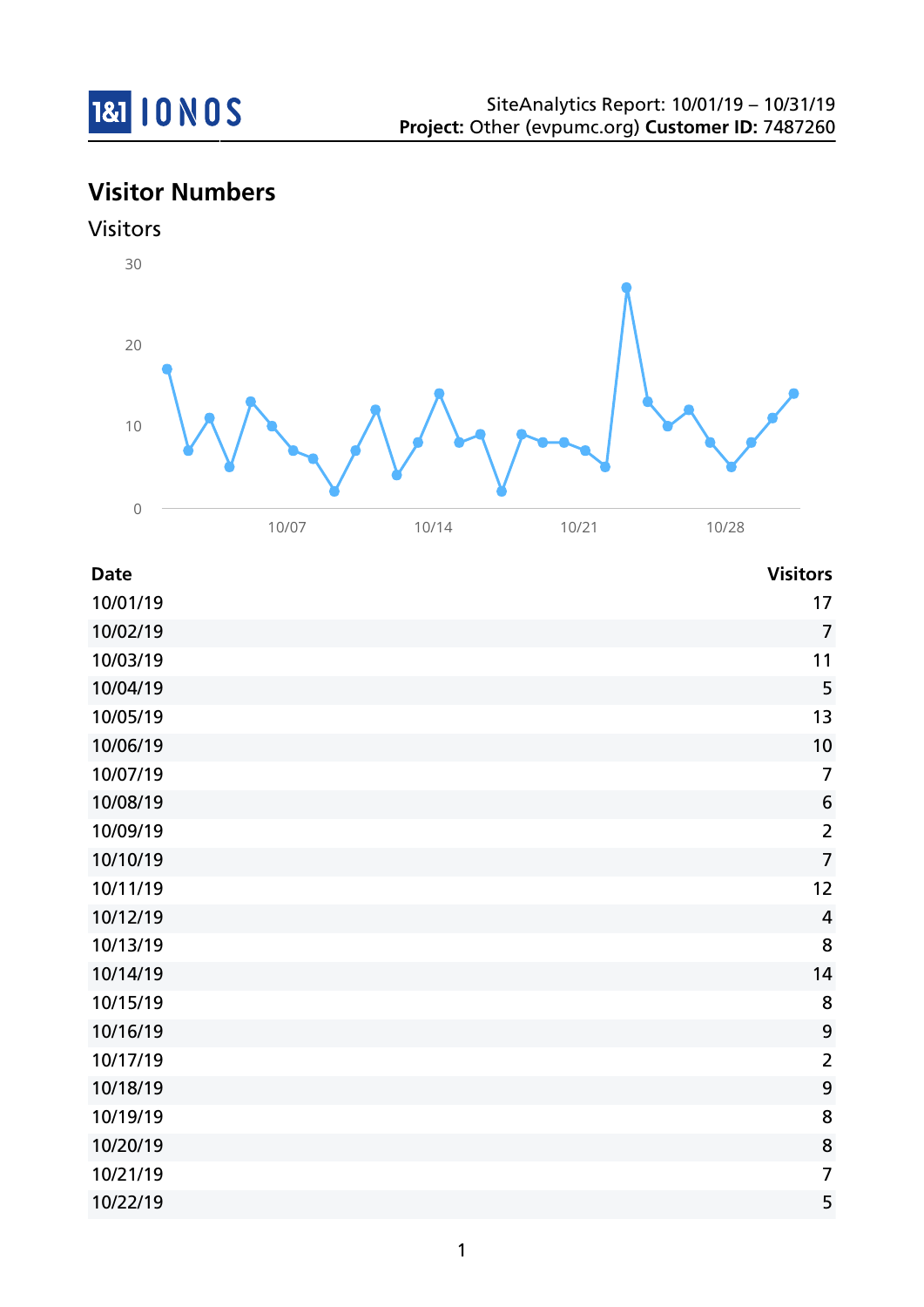SiteAnalytics Report: 10/01/19 – 10/31/19
**Project:** Other (evpumc.org) **Customer ID:** 7487260

# Visitor Numbers

## Visitors

| Date | Visitors |
|---|---|
| 10/01/19 | 17 |
| 10/02/19 | 7 |
| 10/03/19 | 11 |
| 10/04/19 | 5 |
| 10/05/19 | 13 |
| 10/06/19 | 10 |
| 10/07/19 | 7 |
| 10/08/19 | 6 |
| 10/09/19 | 2 |
| 10/10/19 | 7 |
| 10/11/19 | 12 |
| 10/12/19 | 4 |
| 10/13/19 | 8 |
| 10/14/19 | 14 |
| 10/15/19 | 8 |
| 10/16/19 | 9 |
| 10/17/19 | 2 |
| 10/18/19 | 9 |
| 10/19/19 | 8 |
| 10/20/19 | 8 |
| 10/21/19 | 7 |
| 10/22/19 | 5 |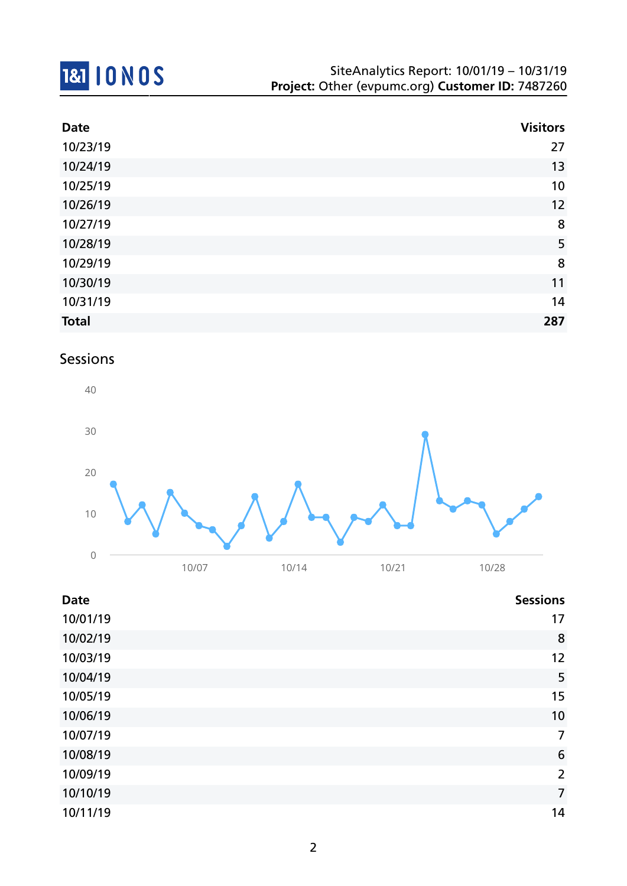SiteAnalytics Report: 10/01/19 – 10/31/19
**Project:** Other (evpumc.org) **Customer ID:** 7487260

| Date | Visitors |
|---|---:|
| 10/23/19 | 27 |
| 10/24/19 | 13 |
| 10/25/19 | 10 |
| 10/26/19 | 12 |
| 10/27/19 | 8 |
| 10/28/19 | 5 |
| 10/29/19 | 8 |
| 10/30/19 | 11 |
| 10/31/19 | 14 |
| **Total** | **287** |

## Sessions

| Date | Sessions |
|---|---:|
| 10/01/19 | 17 |
| 10/02/19 | 8 |
| 10/03/19 | 12 |
| 10/04/19 | 5 |
| 10/05/19 | 15 |
| 10/06/19 | 10 |
| 10/07/19 | 7 |
| 10/08/19 | 6 |
| 10/09/19 | 2 |
| 10/10/19 | 7 |
| 10/11/19 | 14 |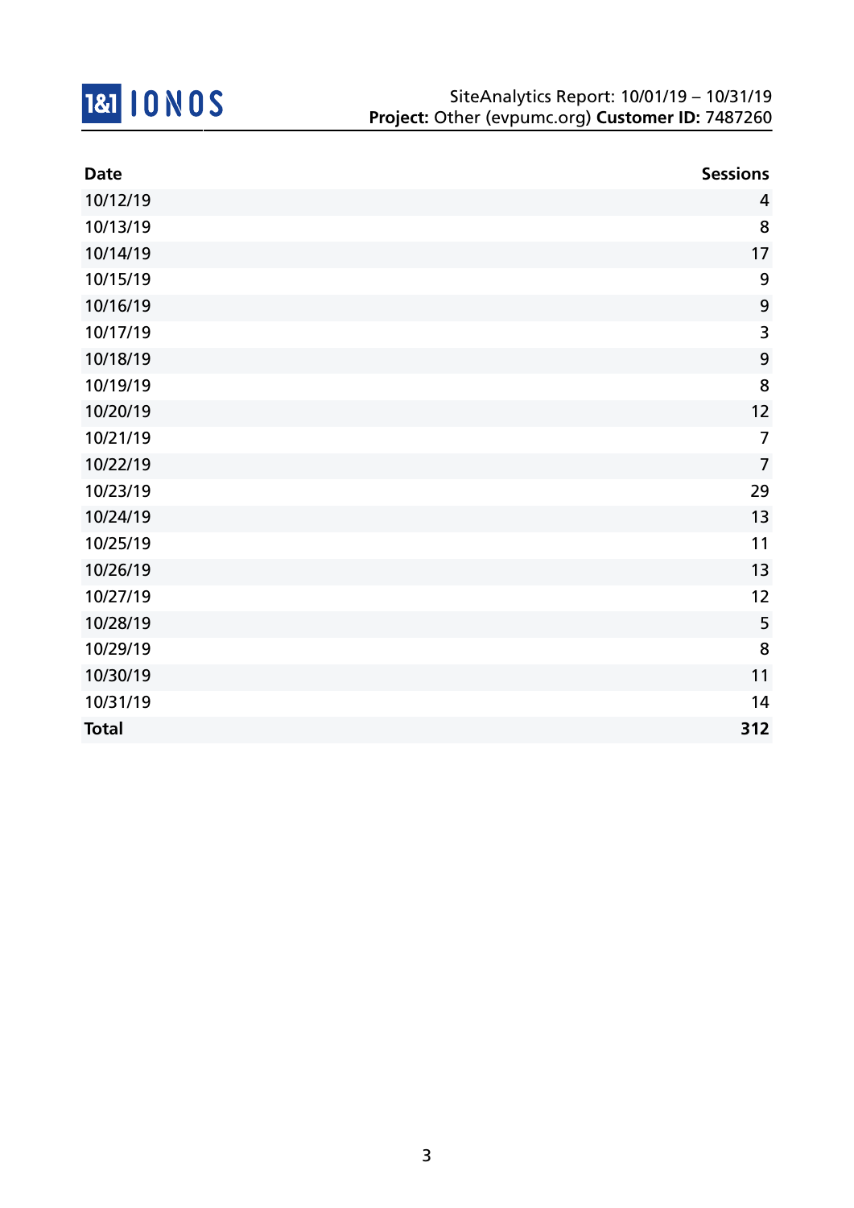SiteAnalytics Report: 10/01/19 – 10/31/19
**Project:** Other (evpumc.org) **Customer ID:** 7487260

| Date | Sessions |
|---|---|
| 10/12/19 | 4 |
| 10/13/19 | 8 |
| 10/14/19 | 17 |
| 10/15/19 | 9 |
| 10/16/19 | 9 |
| 10/17/19 | 3 |
| 10/18/19 | 9 |
| 10/19/19 | 8 |
| 10/20/19 | 12 |
| 10/21/19 | 7 |
| 10/22/19 | 7 |
| 10/23/19 | 29 |
| 10/24/19 | 13 |
| 10/25/19 | 11 |
| 10/26/19 | 13 |
| 10/27/19 | 12 |
| 10/28/19 | 5 |
| 10/29/19 | 8 |
| 10/30/19 | 11 |
| 10/31/19 | 14 |
| **Total** | **312** |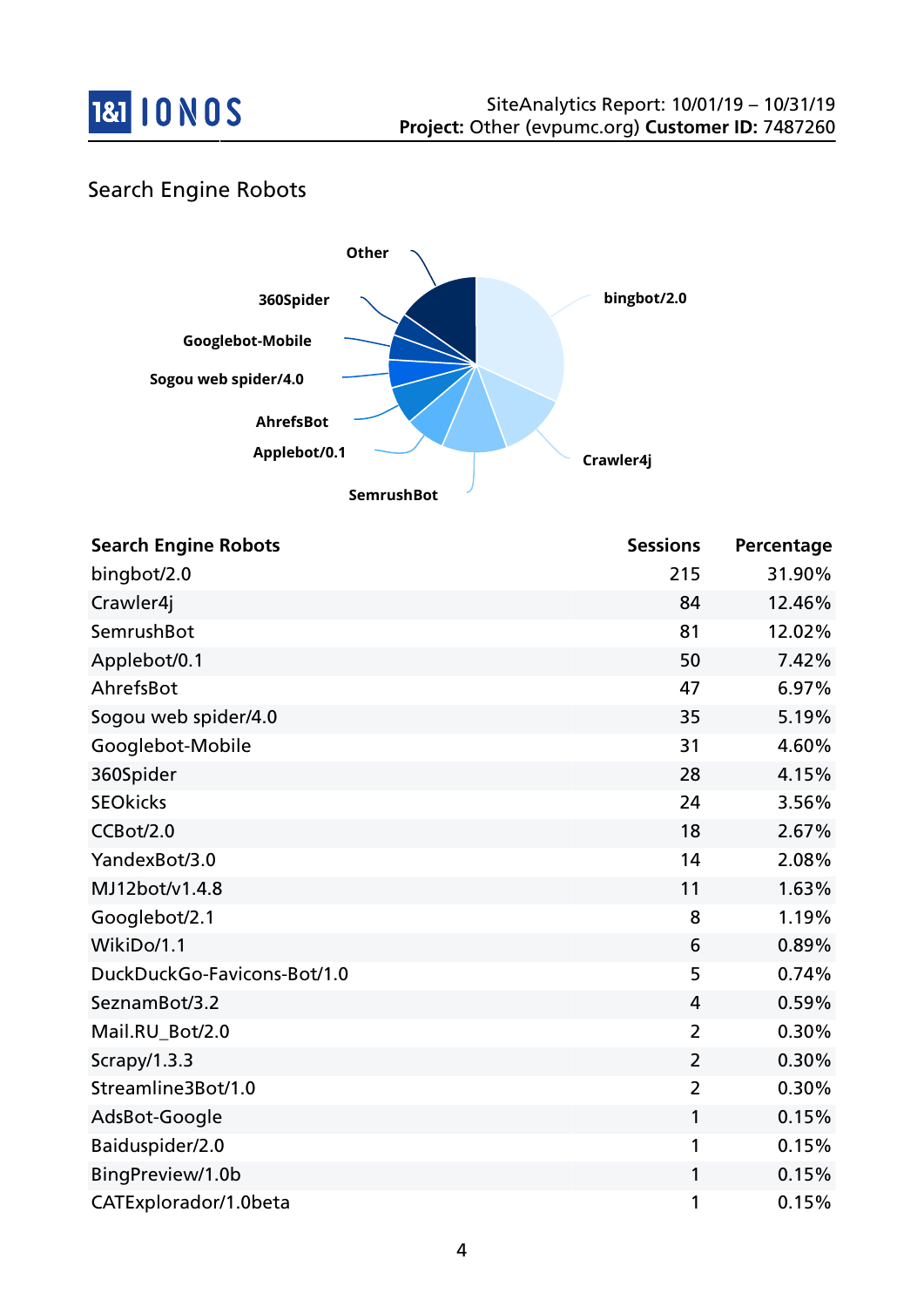## Search Engine Robots

| Search Engine Robots | Sessions | Percentage |
|---|---|---|
| bingbot/2.0 | 215 | 31.90% |
| Crawler4j | 84 | 12.46% |
| SemrushBot | 81 | 12.02% |
| Applebot/0.1 | 50 | 7.42% |
| AhrefsBot | 47 | 6.97% |
| Sogou web spider/4.0 | 35 | 5.19% |
| Googlebot-Mobile | 31 | 4.60% |
| 360Spider | 28 | 4.15% |
| SEOkicks | 24 | 3.56% |
| CCBot/2.0 | 18 | 2.67% |
| YandexBot/3.0 | 14 | 2.08% |
| MJ12bot/v1.4.8 | 11 | 1.63% |
| Googlebot/2.1 | 8 | 1.19% |
| WikiDo/1.1 | 6 | 0.89% |
| DuckDuckGo-Favicons-Bot/1.0 | 5 | 0.74% |
| SeznamBot/3.2 | 4 | 0.59% |
| Mail.RU_Bot/2.0 | 2 | 0.30% |
| Scrapy/1.3.3 | 2 | 0.30% |
| Streamline3Bot/1.0 | 2 | 0.30% |
| AdsBot-Google | 1 | 0.15% |
| Baiduspider/2.0 | 1 | 0.15% |
| BingPreview/1.0b | 1 | 0.15% |
| CATExplorador/1.0beta | 1 | 0.15% |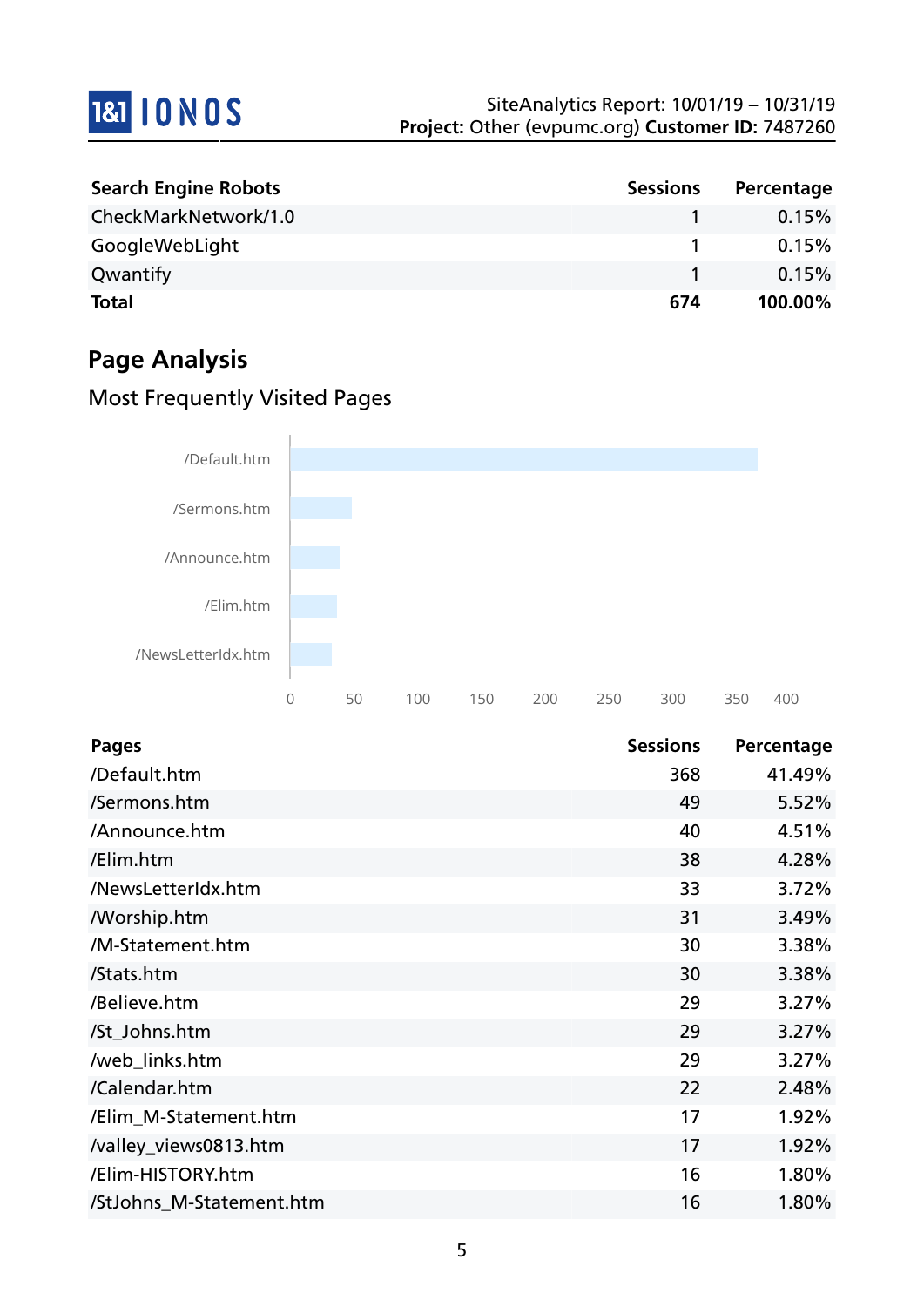| Search Engine Robots | Sessions | Percentage |
|---|---|---|
| CheckMarkNetwork/1.0 | 1 | 0.15% |
| GoogleWebLight | 1 | 0.15% |
| Qwantify | 1 | 0.15% |
| **Total** | **674** | **100.00%** |

## Page Analysis

### Most Frequently Visited Pages

| Pages | Sessions | Percentage |
|---|---|---|
| /Default.htm | 368 | 41.49% |
| /Sermons.htm | 49 | 5.52% |
| /Announce.htm | 40 | 4.51% |
| /Elim.htm | 38 | 4.28% |
| /NewsLetterIdx.htm | 33 | 3.72% |
| /Worship.htm | 31 | 3.49% |
| /M-Statement.htm | 30 | 3.38% |
| /Stats.htm | 30 | 3.38% |
| /Believe.htm | 29 | 3.27% |
| /St_Johns.htm | 29 | 3.27% |
| /web_links.htm | 29 | 3.27% |
| /Calendar.htm | 22 | 2.48% |
| /Elim_M-Statement.htm | 17 | 1.92% |
| /valley_views0813.htm | 17 | 1.92% |
| /Elim-HISTORY.htm | 16 | 1.80% |
| /StJohns_M-Statement.htm | 16 | 1.80% |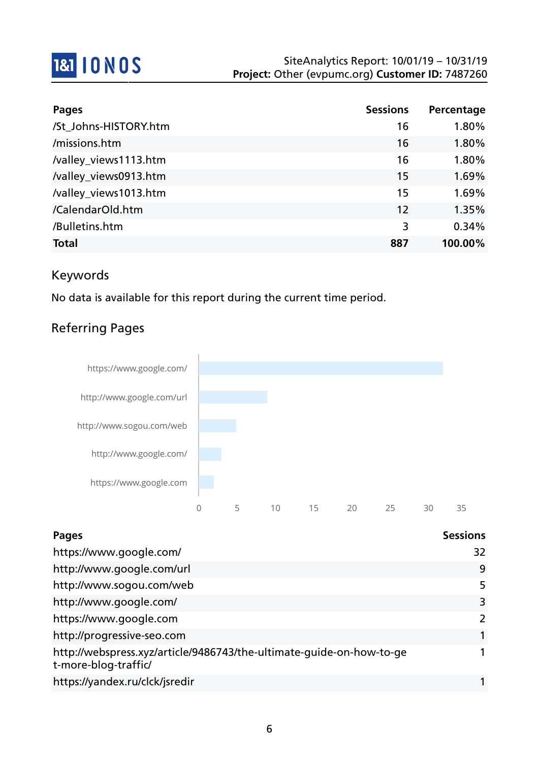| Pages | Sessions | Percentage |
|---|---|---|
| /St_Johns-HISTORY.htm | 16 | 1.80% |
| /missions.htm | 16 | 1.80% |
| /valley_views1113.htm | 16 | 1.80% |
| /valley_views0913.htm | 15 | 1.69% |
| /valley_views1013.htm | 15 | 1.69% |
| /CalendarOld.htm | 12 | 1.35% |
| /Bulletins.htm | 3 | 0.34% |
| **Total** | **887** | **100.00%** |

## Keywords

No data is available for this report during the current time period.

## Referring Pages

| Pages | Sessions |
|---|---|
| https://www.google.com/ | 32 |
| http://www.google.com/url | 9 |
| http://www.sogou.com/web | 5 |
| http://www.google.com/ | 3 |
| https://www.google.com | 2 |
| http://progressive-seo.com | 1 |
| http://webspress.xyz/article/9486743/the-ultimate-guide-on-how-to-get-more-blog-traffic/ | 1 |
| https://yandex.ru/clck/jsredir | 1 |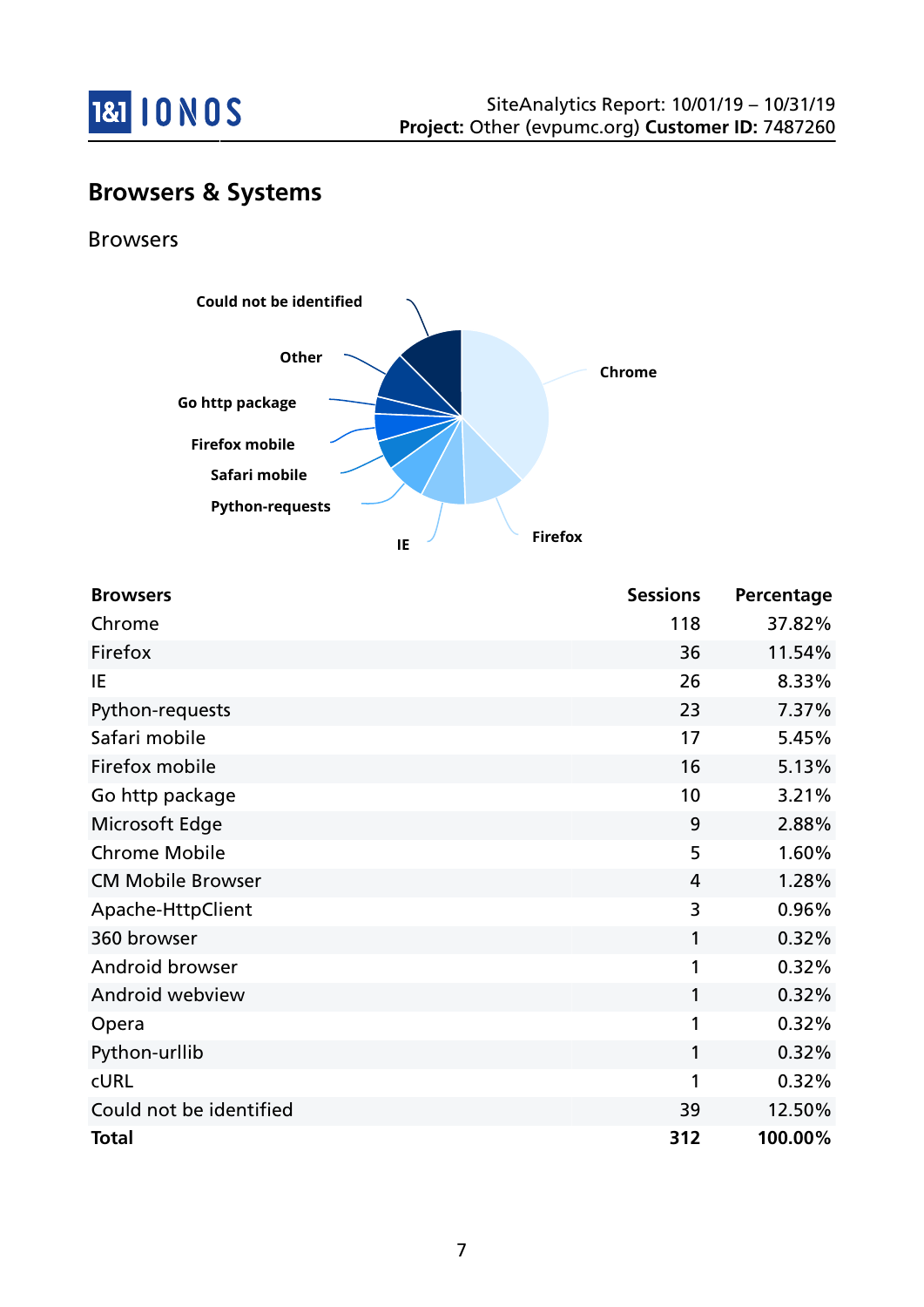## Browsers & Systems

### Browsers

| Browsers | Sessions | Percentage |
|---|---|---|
| Chrome | 118 | 37.82% |
| Firefox | 36 | 11.54% |
| IE | 26 | 8.33% |
| Python-requests | 23 | 7.37% |
| Safari mobile | 17 | 5.45% |
| Firefox mobile | 16 | 5.13% |
| Go http package | 10 | 3.21% |
| Microsoft Edge | 9 | 2.88% |
| Chrome Mobile | 5 | 1.60% |
| CM Mobile Browser | 4 | 1.28% |
| Apache-HttpClient | 3 | 0.96% |
| 360 browser | 1 | 0.32% |
| Android browser | 1 | 0.32% |
| Android webview | 1 | 0.32% |
| Opera | 1 | 0.32% |
| Python-urllib | 1 | 0.32% |
| cURL | 1 | 0.32% |
| Could not be identified | 39 | 12.50% |
| **Total** | **312** | **100.00%** |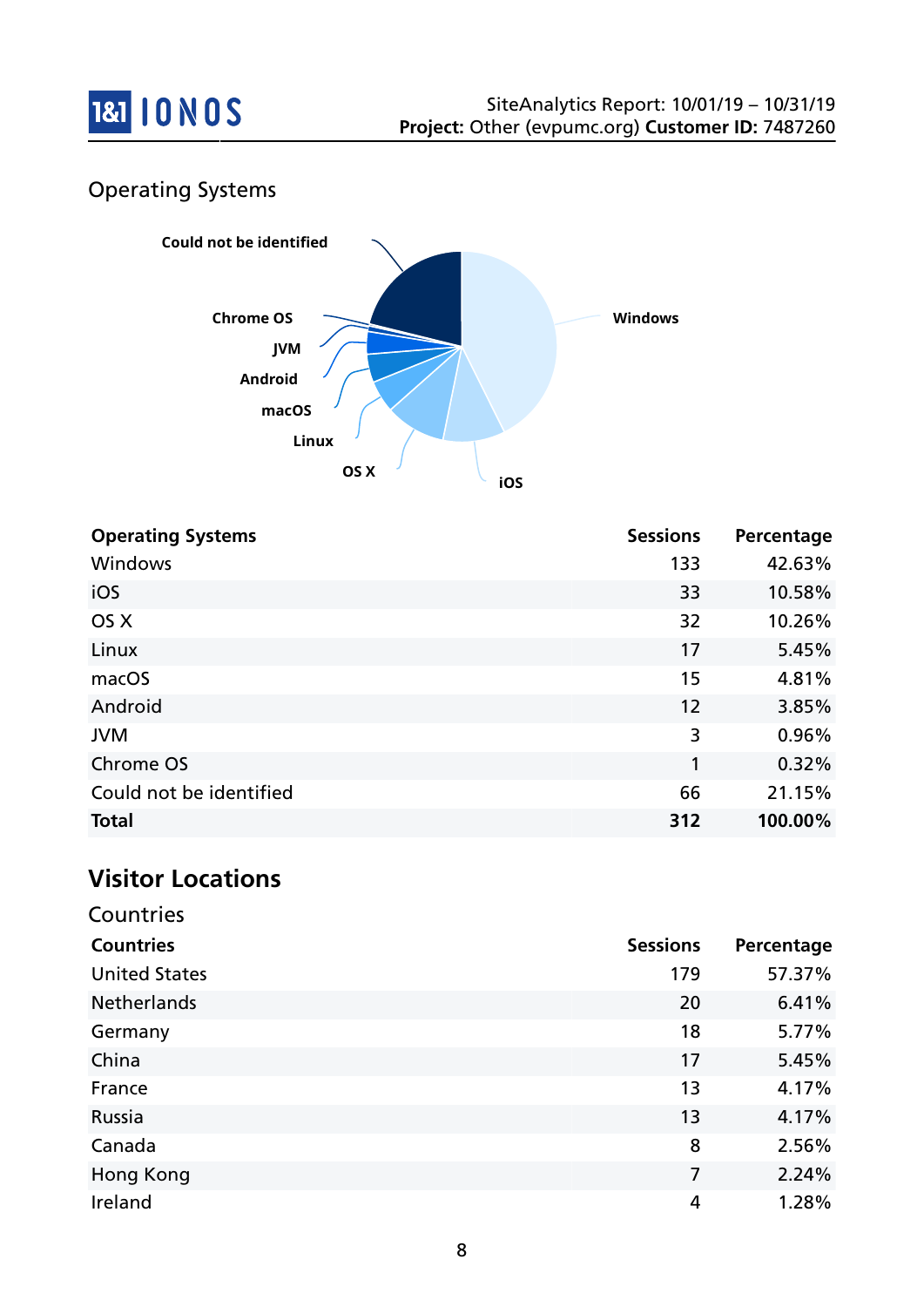## Operating Systems

| Operating Systems | Sessions | Percentage |
|---|---|---|
| Windows | 133 | 42.63% |
| iOS | 33 | 10.58% |
| OS X | 32 | 10.26% |
| Linux | 17 | 5.45% |
| macOS | 15 | 4.81% |
| Android | 12 | 3.85% |
| JVM | 3 | 0.96% |
| Chrome OS | 1 | 0.32% |
| Could not be identified | 66 | 21.15% |
| **Total** | **312** | **100.00%** |

# Visitor Locations

## Countries

| Countries | Sessions | Percentage |
|---|---|---|
| United States | 179 | 57.37% |
| Netherlands | 20 | 6.41% |
| Germany | 18 | 5.77% |
| China | 17 | 5.45% |
| France | 13 | 4.17% |
| Russia | 13 | 4.17% |
| Canada | 8 | 2.56% |
| Hong Kong | 7 | 2.24% |
| Ireland | 4 | 1.28% |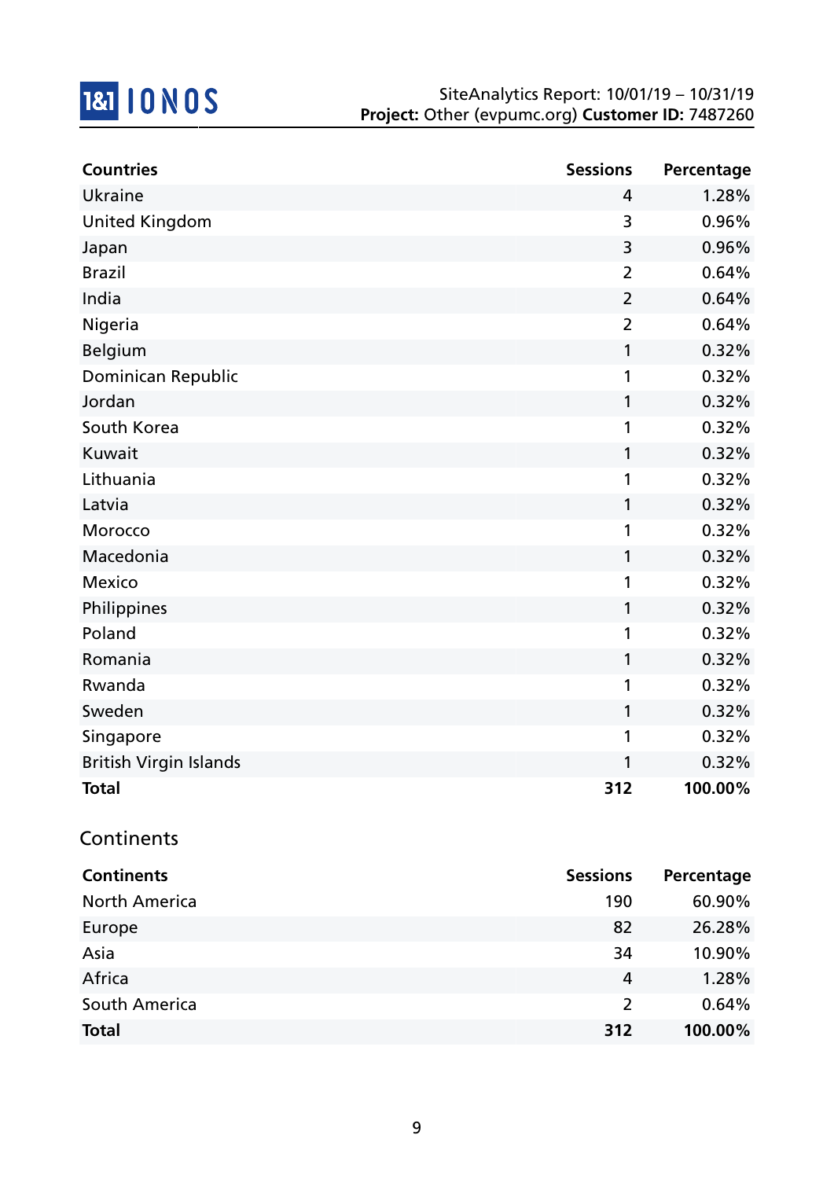| Countries | Sessions | Percentage |
|---|---|---|
| Ukraine | 4 | 1.28% |
| United Kingdom | 3 | 0.96% |
| Japan | 3 | 0.96% |
| Brazil | 2 | 0.64% |
| India | 2 | 0.64% |
| Nigeria | 2 | 0.64% |
| Belgium | 1 | 0.32% |
| Dominican Republic | 1 | 0.32% |
| Jordan | 1 | 0.32% |
| South Korea | 1 | 0.32% |
| Kuwait | 1 | 0.32% |
| Lithuania | 1 | 0.32% |
| Latvia | 1 | 0.32% |
| Morocco | 1 | 0.32% |
| Macedonia | 1 | 0.32% |
| Mexico | 1 | 0.32% |
| Philippines | 1 | 0.32% |
| Poland | 1 | 0.32% |
| Romania | 1 | 0.32% |
| Rwanda | 1 | 0.32% |
| Sweden | 1 | 0.32% |
| Singapore | 1 | 0.32% |
| British Virgin Islands | 1 | 0.32% |
| **Total** | **312** | **100.00%** |

## Continents

| Continents | Sessions | Percentage |
|---|---|---|
| North America | 190 | 60.90% |
| Europe | 82 | 26.28% |
| Asia | 34 | 10.90% |
| Africa | 4 | 1.28% |
| South America | 2 | 0.64% |
| **Total** | **312** | **100.00%** |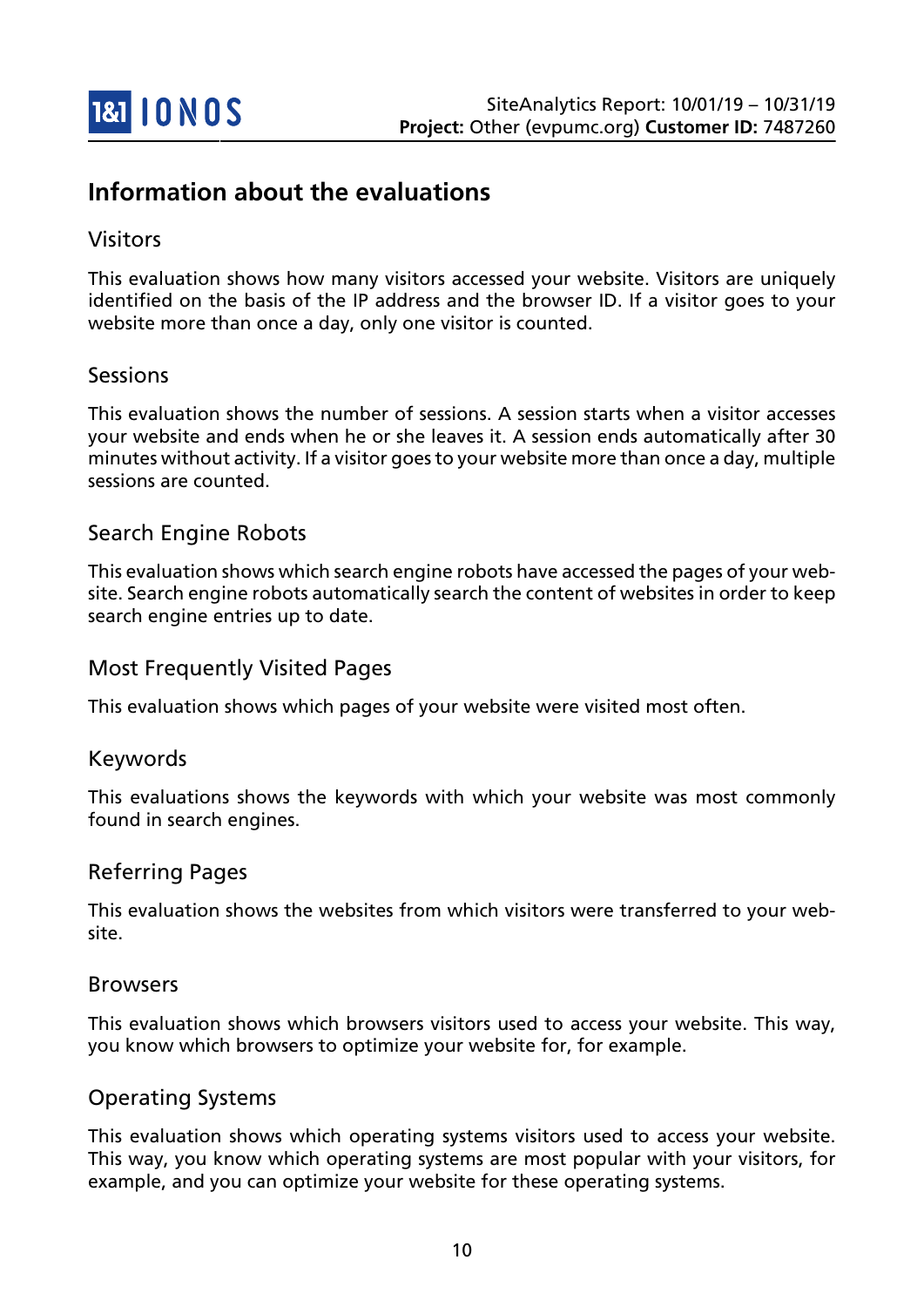## Information about the evaluations

### Visitors

This evaluation shows how many visitors accessed your website. Visitors are uniquely identified on the basis of the IP address and the browser ID. If a visitor goes to your website more than once a day, only one visitor is counted.

### Sessions

This evaluation shows the number of sessions. A session starts when a visitor accesses your website and ends when he or she leaves it. A session ends automatically after 30 minutes without activity. If a visitor goes to your website more than once a day, multiple sessions are counted.

### Search Engine Robots

This evaluation shows which search engine robots have accessed the pages of your website. Search engine robots automatically search the content of websites in order to keep search engine entries up to date.

### Most Frequently Visited Pages

This evaluation shows which pages of your website were visited most often.

### Keywords

This evaluations shows the keywords with which your website was most commonly found in search engines.

### Referring Pages

This evaluation shows the websites from which visitors were transferred to your website.

### Browsers

This evaluation shows which browsers visitors used to access your website. This way, you know which browsers to optimize your website for, for example.

### Operating Systems

This evaluation shows which operating systems visitors used to access your website. This way, you know which operating systems are most popular with your visitors, for example, and you can optimize your website for these operating systems.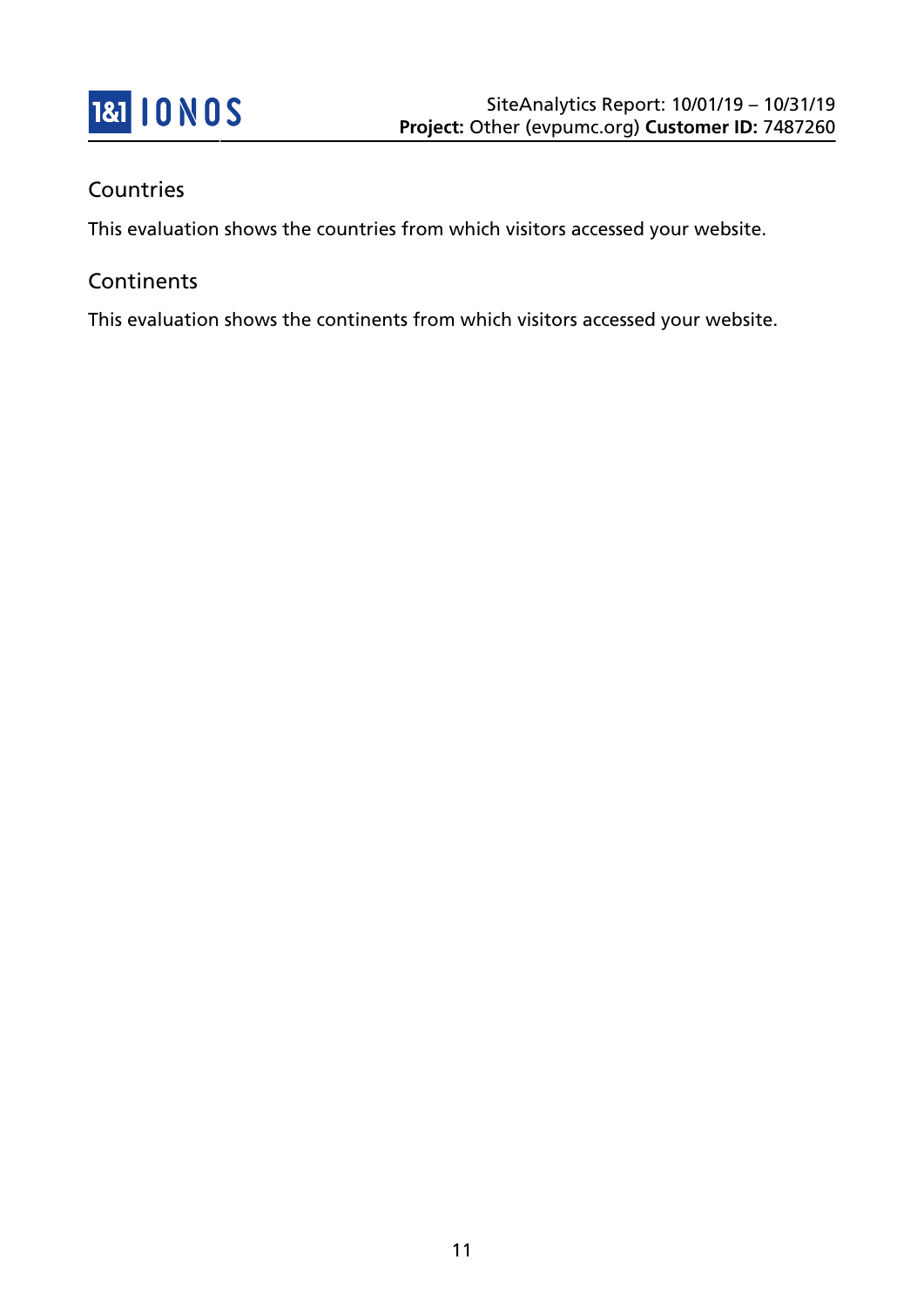## Countries

This evaluation shows the countries from which visitors accessed your website.

## Continents

This evaluation shows the continents from which visitors accessed your website.